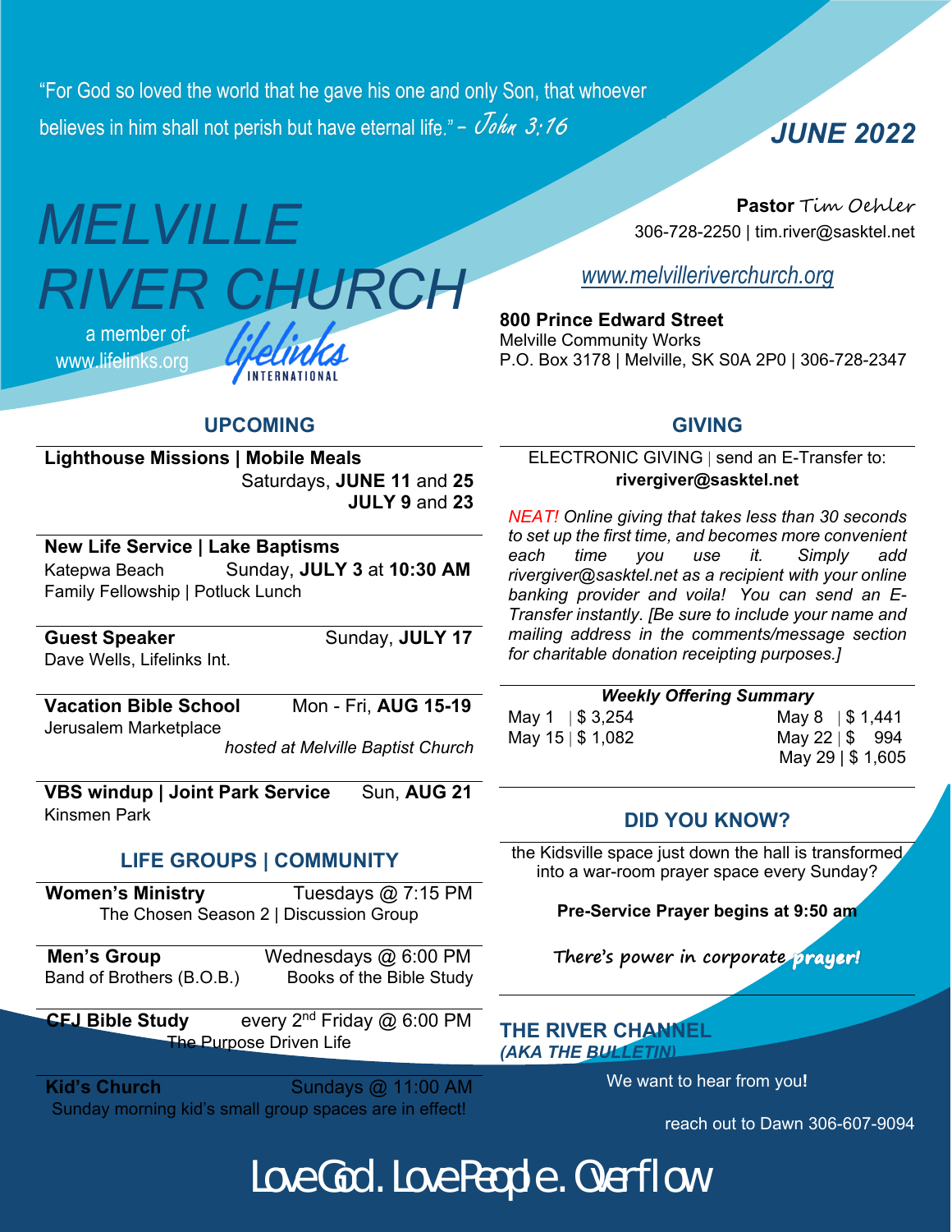"For God so loved the world that he gave his one and only Son, that whoever believes in him shall not perish but have eternal life." – *John 3:16*

**JUNE 2022**

# MELVILLE RIVER CHURCH

a member of: www.lifelinks.org

Lifelinks INTERNATIONAL

**Pastor** Tim Oehler
306-728-2250 | tim.river@sasktel.net

www.melvilleriverchurch.org

**800 Prince Edward Street**
Melville Community Works
P.O. Box 3178 | Melville, SK S0A 2P0 | 306-728-2347

## UPCOMING

**Lighthouse Missions | Mobile Meals**
Saturdays, **JUNE 11** and **25**
**JULY 9** and **23**

**New Life Service | Lake Baptisms**
Katepwa Beach — Sunday, **JULY 3** at **10:30 AM**
Family Fellowship | Potluck Lunch

**Guest Speaker** — Sunday, **JULY 17**
Dave Wells, Lifelinks Int.

**Vacation Bible School** — Mon - Fri, **AUG 15-19**
Jerusalem Marketplace
*hosted at Melville Baptist Church*

**VBS windup | Joint Park Service** — Sun, **AUG 21**
Kinsmen Park

## LIFE GROUPS | COMMUNITY

**Women's Ministry** — Tuesdays @ 7:15 PM
The Chosen Season 2 | Discussion Group

**Men's Group** — Wednesdays @ 6:00 PM
Band of Brothers (B.O.B.) — Books of the Bible Study

**CFJ Bible Study** — every 2nd Friday @ 6:00 PM
The Purpose Driven Life

**Kid's Church** — Sundays @ 11:00 AM
Sunday morning kid's small group spaces are in effect!

## GIVING

ELECTRONIC GIVING | send an E-Transfer to:
**rivergiver@sasktel.net**

*NEAT! Online giving that takes less than 30 seconds to set up the first time, and becomes more convenient each time you use it. Simply add rivergiver@sasktel.net as a recipient with your online banking provider and voila! You can send an E-Transfer instantly. [Be sure to include your name and mailing address in the comments/message section for charitable donation receipting purposes.]*

***Weekly Offering Summary***

| Date | Amount | Date | Amount |
|---|---|---|---|
| May 1 | $ 3,254 | May 8 | $ 1,441 |
| May 15 | $ 1,082 | May 22 | $ 994 |
| | | May 29 | $ 1,605 |

## DID YOU KNOW?

the Kidsville space just down the hall is transformed into a war-room prayer space every Sunday?

**Pre-Service Prayer begins at 9:50 am**

**There's power in corporate prayer!**

## THE RIVER CHANNEL
*(AKA THE BULLETIN)*

We want to hear from you**!**

reach out to Dawn 306-607-9094

Love God. Love People. Overflow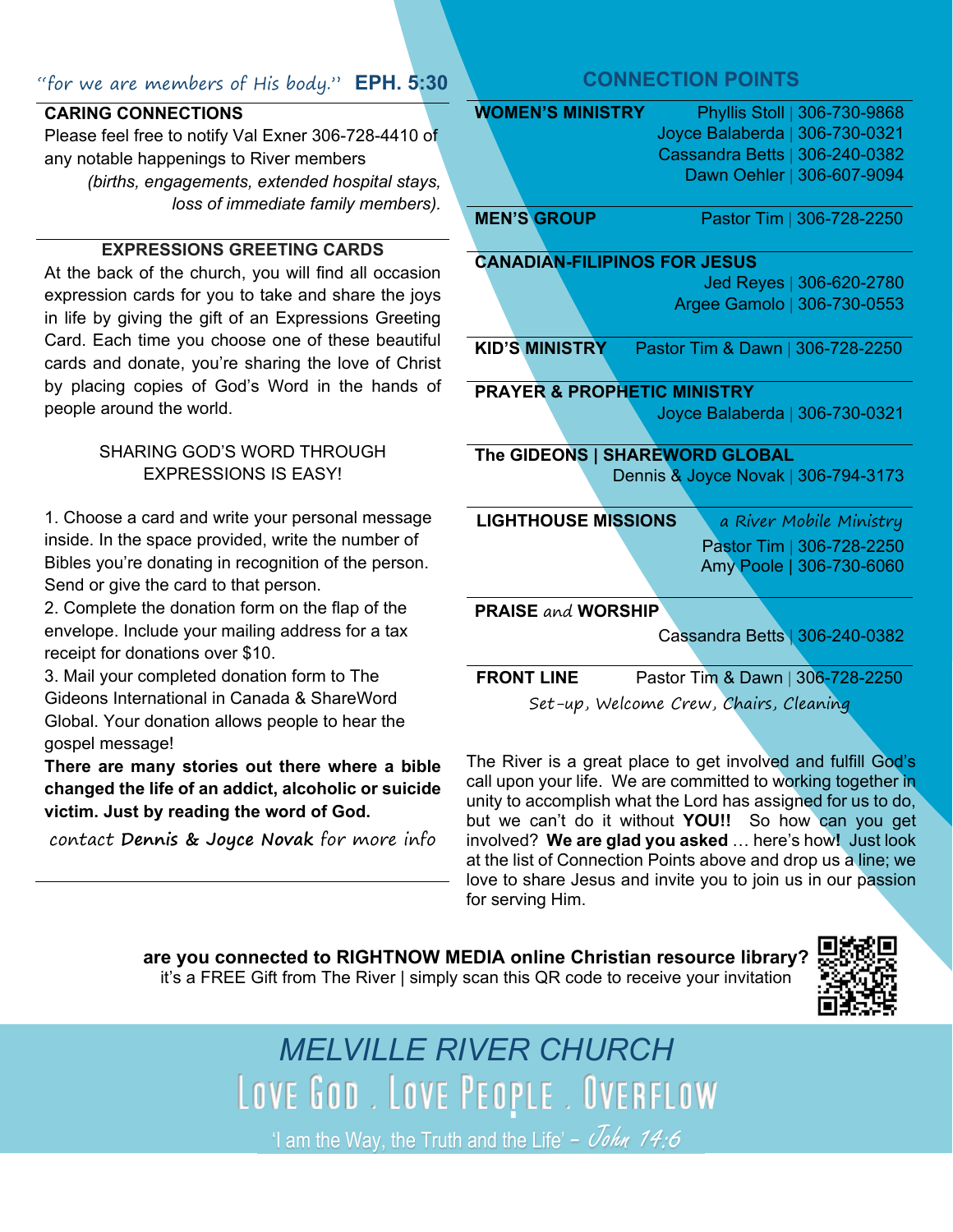*"for we are members of His body."* **EPH. 5:30**

## CARING CONNECTIONS

Please feel free to notify Val Exner 306-728-4410 of any notable happenings to River members

*(births, engagements, extended hospital stays, loss of immediate family members).*

## EXPRESSIONS GREETING CARDS

At the back of the church, you will find all occasion expression cards for you to take and share the joys in life by giving the gift of an Expressions Greeting Card. Each time you choose one of these beautiful cards and donate, you're sharing the love of Christ by placing copies of God's Word in the hands of people around the world.

SHARING GOD'S WORD THROUGH EXPRESSIONS IS EASY!

1. Choose a card and write your personal message inside. In the space provided, write the number of Bibles you're donating in recognition of the person. Send or give the card to that person.
2. Complete the donation form on the flap of the envelope. Include your mailing address for a tax receipt for donations over $10.
3. Mail your completed donation form to The Gideons International in Canada & ShareWord Global. Your donation allows people to hear the gospel message!

**There are many stories out there where a bible changed the life of an addict, alcoholic or suicide victim. Just by reading the word of God.**

*contact **Dennis & Joyce Novak** for more info*

## CONNECTION POINTS

**WOMEN'S MINISTRY**
Phyllis Stoll | 306-730-9868
Joyce Balaberda | 306-730-0321
Cassandra Betts | 306-240-0382
Dawn Oehler | 306-607-9094

**MEN'S GROUP**
Pastor Tim | 306-728-2250

**CANADIAN-FILIPINOS FOR JESUS**
Jed Reyes | 306-620-2780
Argee Gamolo | 306-730-0553

**KID'S MINISTRY**
Pastor Tim & Dawn | 306-728-2250

**PRAYER & PROPHETIC MINISTRY**
Joyce Balaberda | 306-730-0321

**The GIDEONS | SHAREWORD GLOBAL**
Dennis & Joyce Novak | 306-794-3173

**LIGHTHOUSE MISSIONS** *a River Mobile Ministry*
Pastor Tim | 306-728-2250
Amy Poole | 306-730-6060

**PRAISE *and* WORSHIP**
Cassandra Betts | 306-240-0382

**FRONT LINE**
Pastor Tim & Dawn | 306-728-2250
*Set-up, Welcome Crew, Chairs, Cleaning*

The River is a great place to get involved and fulfill God's call upon your life. We are committed to working together in unity to accomplish what the Lord has assigned for us to do, but we can't do it without **YOU!!** So how can you get involved? **We are glad you asked** … here's how**!** Just look at the list of Connection Points above and drop us a line; we love to share Jesus and invite you to join us in our passion for serving Him.

**are you connected to RIGHTNOW MEDIA online Christian resource library?**
it's a FREE Gift from The River | simply scan this QR code to receive your invitation

# *MELVILLE RIVER CHURCH*

LOVE GOD . LOVE PEOPLE . OVERFLOW

'I am the Way, the Truth and the Life' – *John 14:6*